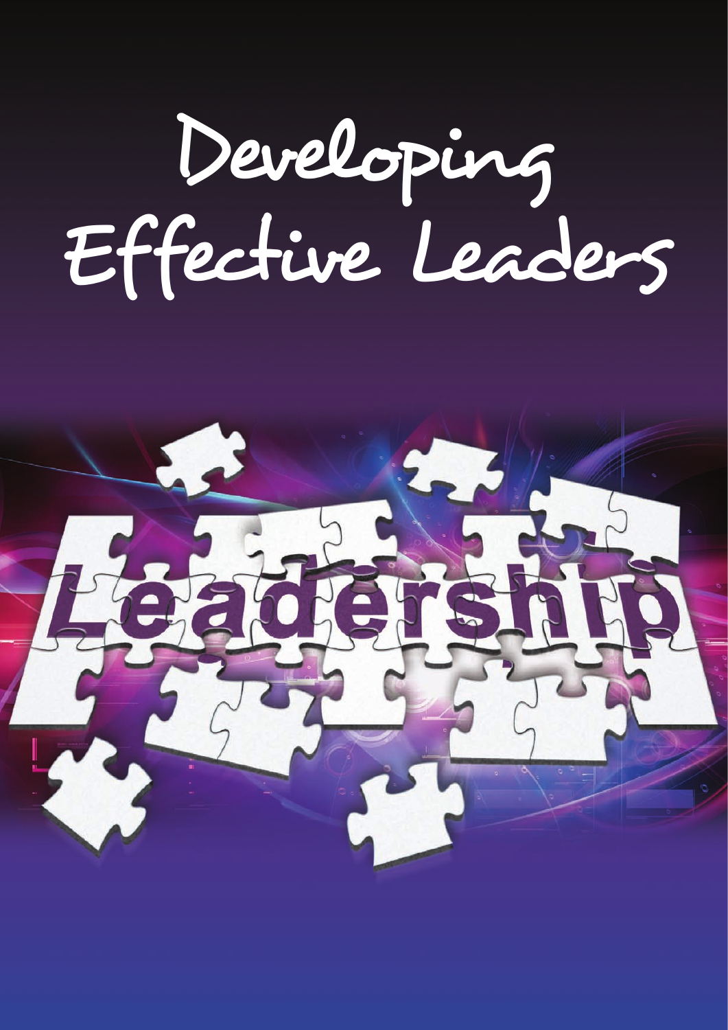# Developing Effective Leaders

Leadership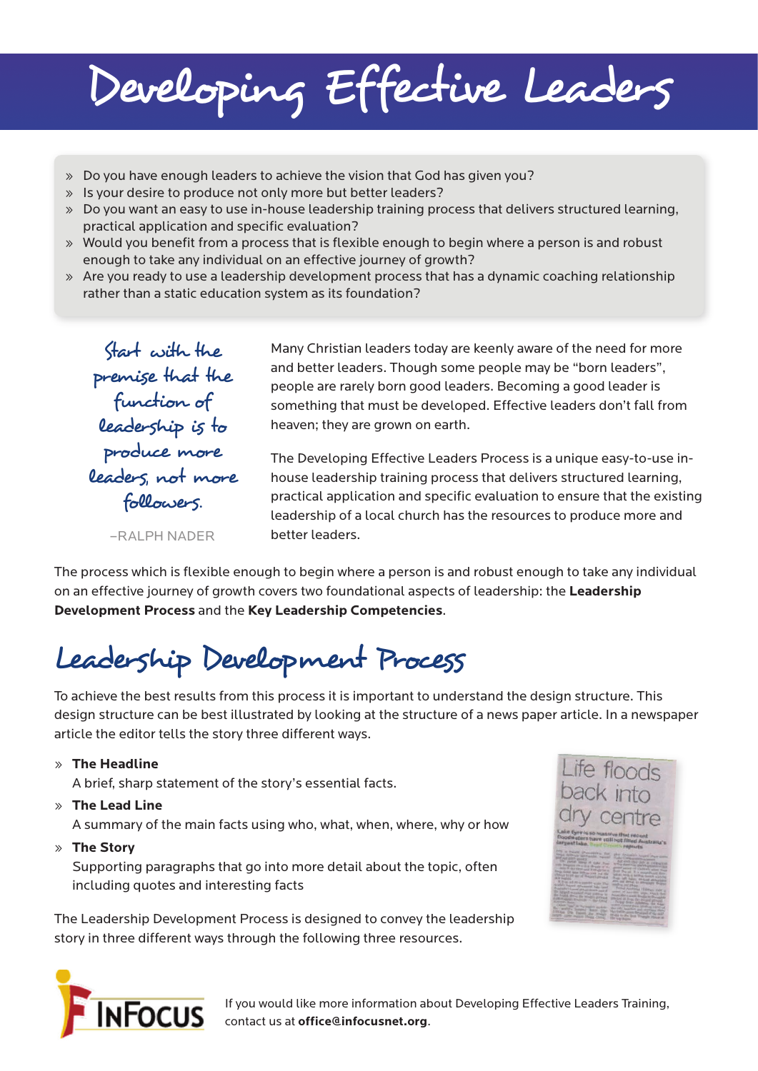# Developing Effective Leaders

- Do you have enough leaders to achieve the vision that God has given you?
- Is your desire to produce not only more but better leaders?
- Do you want an easy to use in-house leadership training process that delivers structured learning, practical application and specific evaluation?
- Would you benefit from a process that is flexible enough to begin where a person is and robust enough to take any individual on an effective journey of growth?
- Are you ready to use a leadership development process that has a dynamic coaching relationship rather than a static education system as its foundation?

> *Start with the premise that the function of leadership is to produce more leaders, not more followers.*
>
> –RALPH NADER

Many Christian leaders today are keenly aware of the need for more and better leaders. Though some people may be "born leaders", people are rarely born good leaders. Becoming a good leader is something that must be developed. Effective leaders don't fall from heaven; they are grown on earth.

The Developing Effective Leaders Process is a unique easy-to-use in-house leadership training process that delivers structured learning, practical application and specific evaluation to ensure that the existing leadership of a local church has the resources to produce more and better leaders.

The process which is flexible enough to begin where a person is and robust enough to take any individual on an effective journey of growth covers two foundational aspects of leadership: the **Leadership Development Process** and the **Key Leadership Competencies**.

## Leadership Development Process

To achieve the best results from this process it is important to understand the design structure. This design structure can be best illustrated by looking at the structure of a news paper article. In a newspaper article the editor tells the story three different ways.

- **The Headline**
  A brief, sharp statement of the story's essential facts.
- **The Lead Line**
  A summary of the main facts using who, what, when, where, why or how
- **The Story**
  Supporting paragraphs that go into more detail about the topic, often including quotes and interesting facts

The Leadership Development Process is designed to convey the leadership story in three different ways through the following three resources.

If you would like more information about Developing Effective Leaders Training, contact us at **office@infocusnet.org**.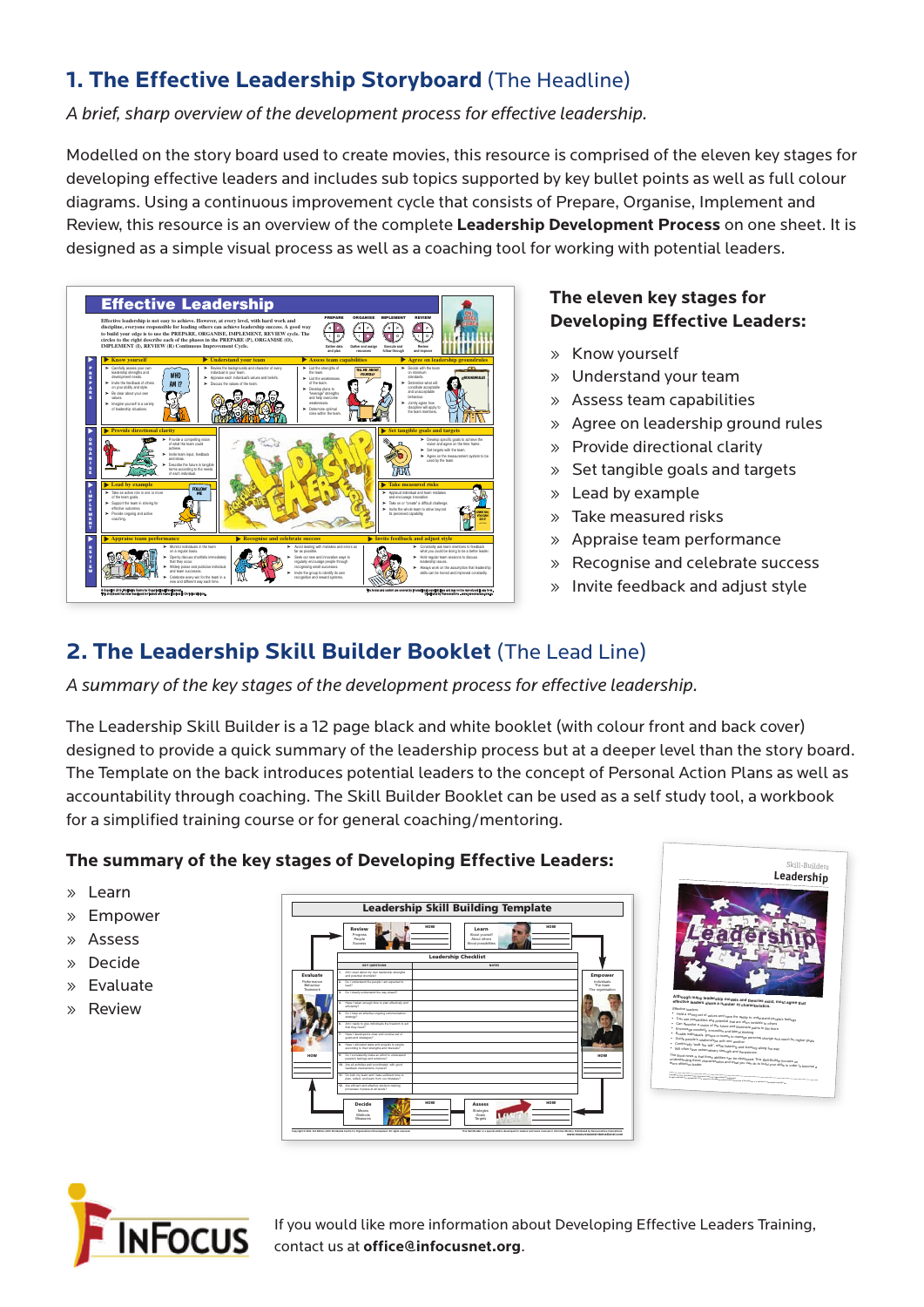## 1. The Effective Leadership Storyboard (The Headline)

*A brief, sharp overview of the development process for effective leadership.*

Modelled on the story board used to create movies, this resource is comprised of the eleven key stages for developing effective leaders and includes sub topics supported by key bullet points as well as full colour diagrams. Using a continuous improvement cycle that consists of Prepare, Organise, Implement and Review, this resource is an overview of the complete **Leadership Development Process** on one sheet. It is designed as a simple visual process as well as a coaching tool for working with potential leaders.

### The eleven key stages for Developing Effective Leaders:

- Know yourself
- Understand your team
- Assess team capabilities
- Agree on leadership ground rules
- Provide directional clarity
- Set tangible goals and targets
- Lead by example
- Take measured risks
- Appraise team performance
- Recognise and celebrate success
- Invite feedback and adjust style

## 2. The Leadership Skill Builder Booklet (The Lead Line)

*A summary of the key stages of the development process for effective leadership.*

The Leadership Skill Builder is a 12 page black and white booklet (with colour front and back cover) designed to provide a quick summary of the leadership process but at a deeper level than the story board. The Template on the back introduces potential leaders to the concept of Personal Action Plans as well as accountability through coaching. The Skill Builder Booklet can be used as a self study tool, a workbook for a simplified training course or for general coaching/mentoring.

### The summary of the key stages of Developing Effective Leaders:

- Learn
- Empower
- Assess
- Decide
- Evaluate
- Review

If you would like more information about Developing Effective Leaders Training, contact us at **office@infocusnet.org**.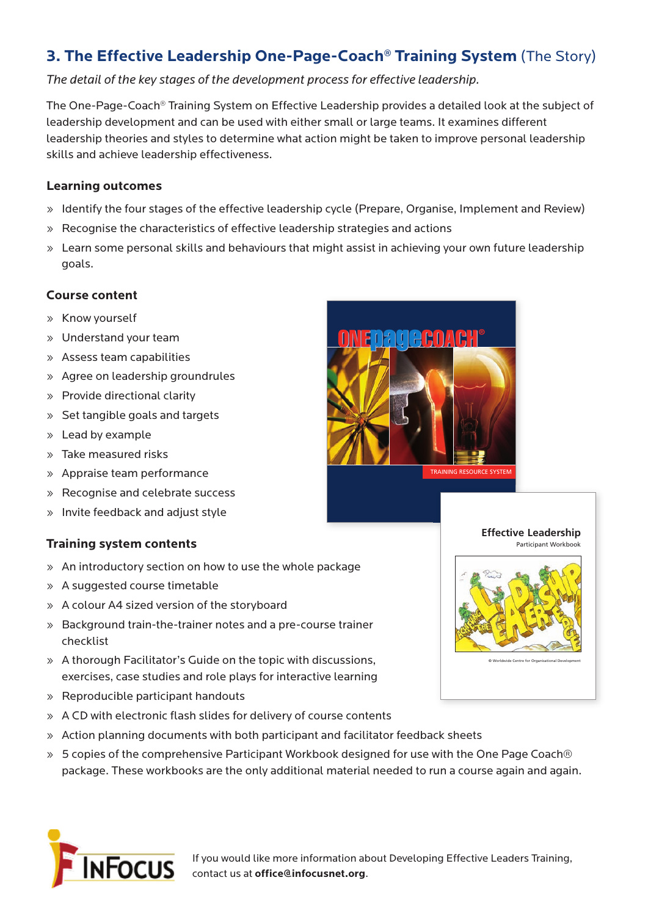## 3. The Effective Leadership One-Page-Coach® Training System (The Story)

*The detail of the key stages of the development process for effective leadership.*

The One-Page-Coach® Training System on Effective Leadership provides a detailed look at the subject of leadership development and can be used with either small or large teams. It examines different leadership theories and styles to determine what action might be taken to improve personal leadership skills and achieve leadership effectiveness.

### Learning outcomes

- Identify the four stages of the effective leadership cycle (Prepare, Organise, Implement and Review)
- Recognise the characteristics of effective leadership strategies and actions
- Learn some personal skills and behaviours that might assist in achieving your own future leadership goals.

### Course content

- Know yourself
- Understand your team
- Assess team capabilities
- Agree on leadership groundrules
- Provide directional clarity
- Set tangible goals and targets
- Lead by example
- Take measured risks
- Appraise team performance
- Recognise and celebrate success
- Invite feedback and adjust style

### Training system contents

- An introductory section on how to use the whole package
- A suggested course timetable
- A colour A4 sized version of the storyboard
- Background train-the-trainer notes and a pre-course trainer checklist
- A thorough Facilitator's Guide on the topic with discussions, exercises, case studies and role plays for interactive learning
- Reproducible participant handouts
- A CD with electronic flash slides for delivery of course contents
- Action planning documents with both participant and facilitator feedback sheets
- 5 copies of the comprehensive Participant Workbook designed for use with the One Page Coach® package. These workbooks are the only additional material needed to run a course again and again.

If you would like more information about Developing Effective Leaders Training, contact us at **office@infocusnet.org**.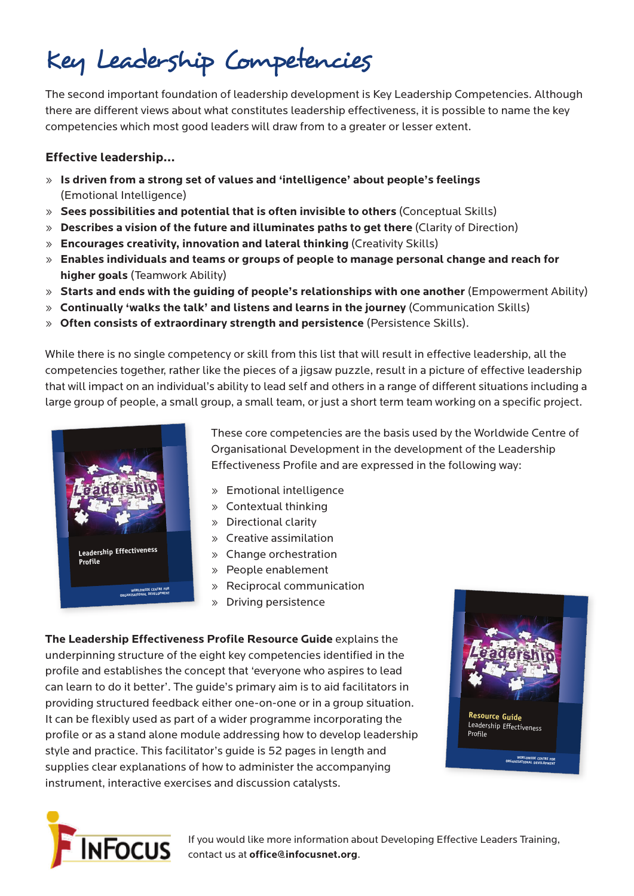# Key Leadership Competencies

The second important foundation of leadership development is Key Leadership Competencies. Although there are different views about what constitutes leadership effectiveness, it is possible to name the key competencies which most good leaders will draw from to a greater or lesser extent.

**Effective leadership...**

- **Is driven from a strong set of values and 'intelligence' about people's feelings** (Emotional Intelligence)
- **Sees possibilities and potential that is often invisible to others** (Conceptual Skills)
- **Describes a vision of the future and illuminates paths to get there** (Clarity of Direction)
- **Encourages creativity, innovation and lateral thinking** (Creativity Skills)
- **Enables individuals and teams or groups of people to manage personal change and reach for higher goals** (Teamwork Ability)
- **Starts and ends with the guiding of people's relationships with one another** (Empowerment Ability)
- **Continually 'walks the talk' and listens and learns in the journey** (Communication Skills)
- **Often consists of extraordinary strength and persistence** (Persistence Skills).

While there is no single competency or skill from this list that will result in effective leadership, all the competencies together, rather like the pieces of a jigsaw puzzle, result in a picture of effective leadership that will impact on an individual's ability to lead self and others in a range of different situations including a large group of people, a small group, a small team, or just a short term team working on a specific project.

These core competencies are the basis used by the Worldwide Centre of Organisational Development in the development of the Leadership Effectiveness Profile and are expressed in the following way:

- Emotional intelligence
- Contextual thinking
- Directional clarity
- Creative assimilation
- Change orchestration
- People enablement
- Reciprocal communication
- Driving persistence

**The Leadership Effectiveness Profile Resource Guide** explains the underpinning structure of the eight key competencies identified in the profile and establishes the concept that 'everyone who aspires to lead can learn to do it better'. The guide's primary aim is to aid facilitators in providing structured feedback either one-on-one or in a group situation. It can be flexibly used as part of a wider programme incorporating the profile or as a stand alone module addressing how to develop leadership style and practice. This facilitator's guide is 52 pages in length and supplies clear explanations of how to administer the accompanying instrument, interactive exercises and discussion catalysts.

If you would like more information about Developing Effective Leaders Training, contact us at **office@infocusnet.org**.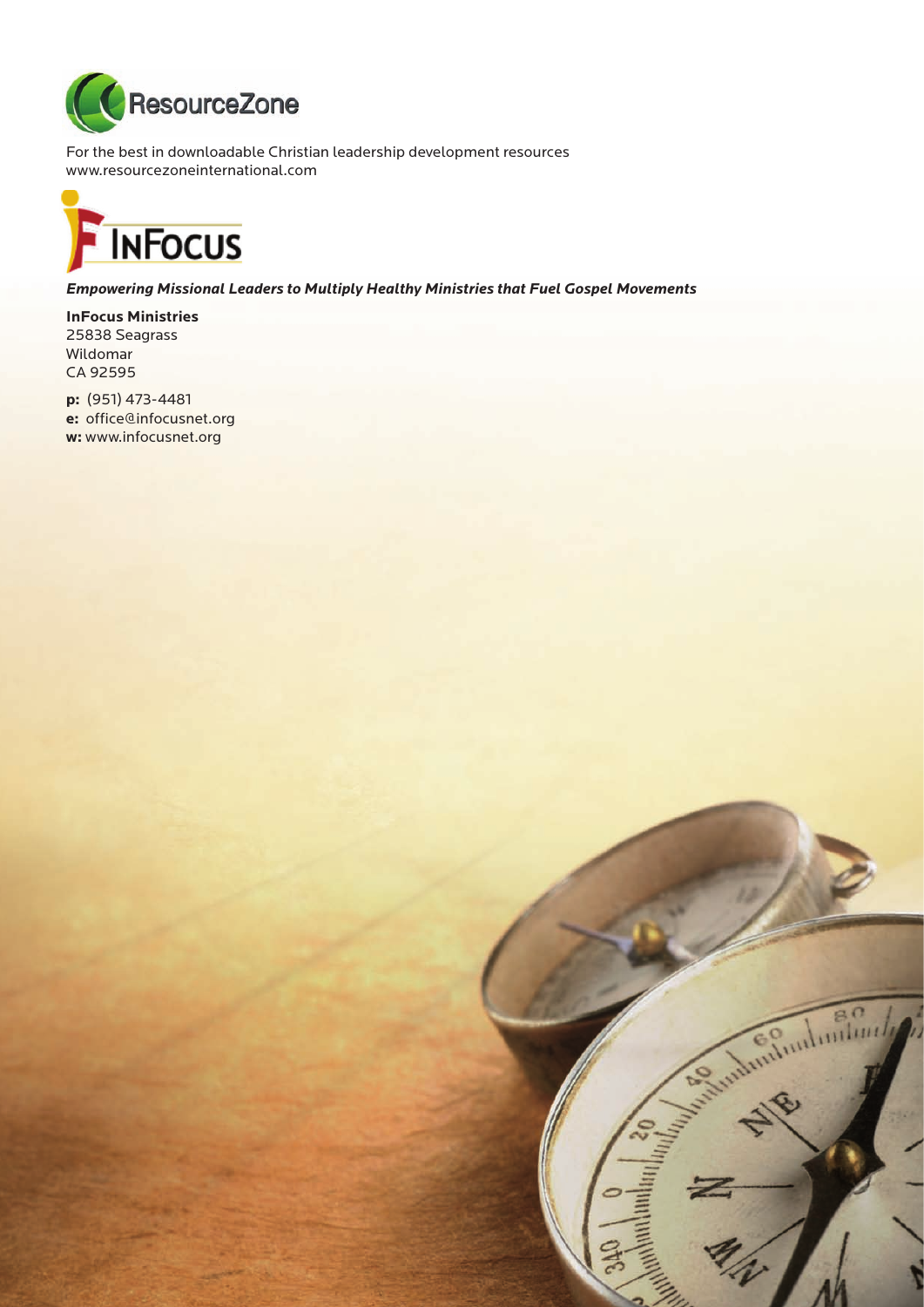ResourceZone

For the best in downloadable Christian leadership development resources
www.resourcezoneinternational.com

InFocus

***Empowering Missional Leaders to Multiply Healthy Ministries that Fuel Gospel Movements***

**InFocus Ministries**
25838 Seagrass
Wildomar
CA 92595

**p:** (951) 473-4481
**e:** office@infocusnet.org
**w:** www.infocusnet.org